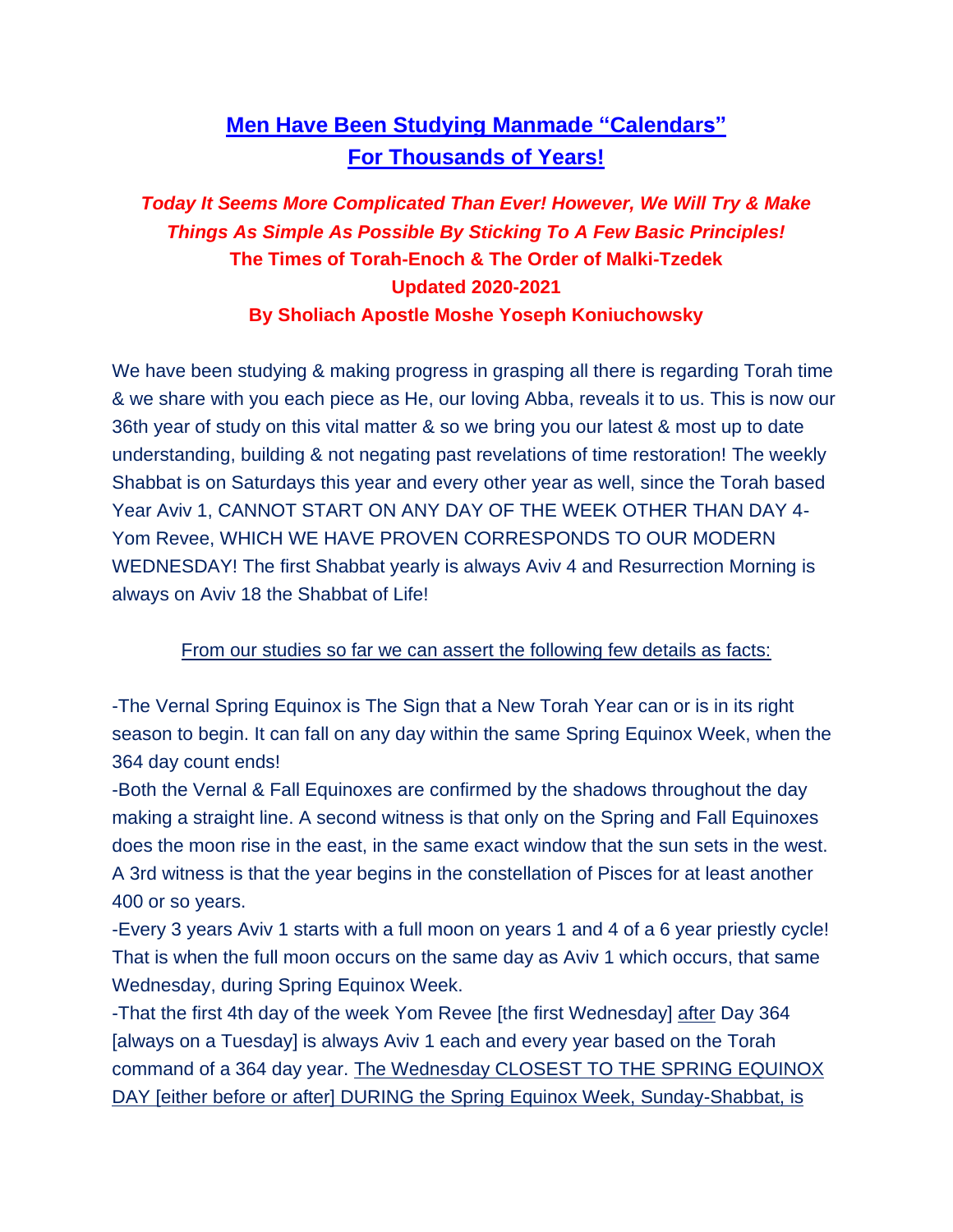# Men Have Been Studying Manmade "Calendars" For Thousands of Years!

***Today It Seems More Complicated Than Ever! However, We Will Try & Make Things As Simple As Possible By Sticking To A Few Basic Principles!***

**The Times of Torah-Enoch & The Order of Malki-Tzedek**

**Updated 2020-2021**

**By Sholiach Apostle Moshe Yoseph Koniuchowsky**

We have been studying & making progress in grasping all there is regarding Torah time & we share with you each piece as He, our loving Abba, reveals it to us. This is now our 36th year of study on this vital matter & so we bring you our latest & most up to date understanding, building & not negating past revelations of time restoration! The weekly Shabbat is on Saturdays this year and every other year as well, since the Torah based Year Aviv 1, CANNOT START ON ANY DAY OF THE WEEK OTHER THAN DAY 4-Yom Revee, WHICH WE HAVE PROVEN CORRESPONDS TO OUR MODERN WEDNESDAY! The first Shabbat yearly is always Aviv 4 and Resurrection Morning is always on Aviv 18 the Shabbat of Life!

From our studies so far we can assert the following few details as facts:

-The Vernal Spring Equinox is The Sign that a New Torah Year can or is in its right season to begin. It can fall on any day within the same Spring Equinox Week, when the 364 day count ends!

-Both the Vernal & Fall Equinoxes are confirmed by the shadows throughout the day making a straight line. A second witness is that only on the Spring and Fall Equinoxes does the moon rise in the east, in the same exact window that the sun sets in the west. A 3rd witness is that the year begins in the constellation of Pisces for at least another 400 or so years.

-Every 3 years Aviv 1 starts with a full moon on years 1 and 4 of a 6 year priestly cycle! That is when the full moon occurs on the same day as Aviv 1 which occurs, that same Wednesday, during Spring Equinox Week.

-That the first 4th day of the week Yom Revee [the first Wednesday] after Day 364 [always on a Tuesday] is always Aviv 1 each and every year based on the Torah command of a 364 day year. The Wednesday CLOSEST TO THE SPRING EQUINOX DAY [either before or after] DURING the Spring Equinox Week, Sunday-Shabbat, is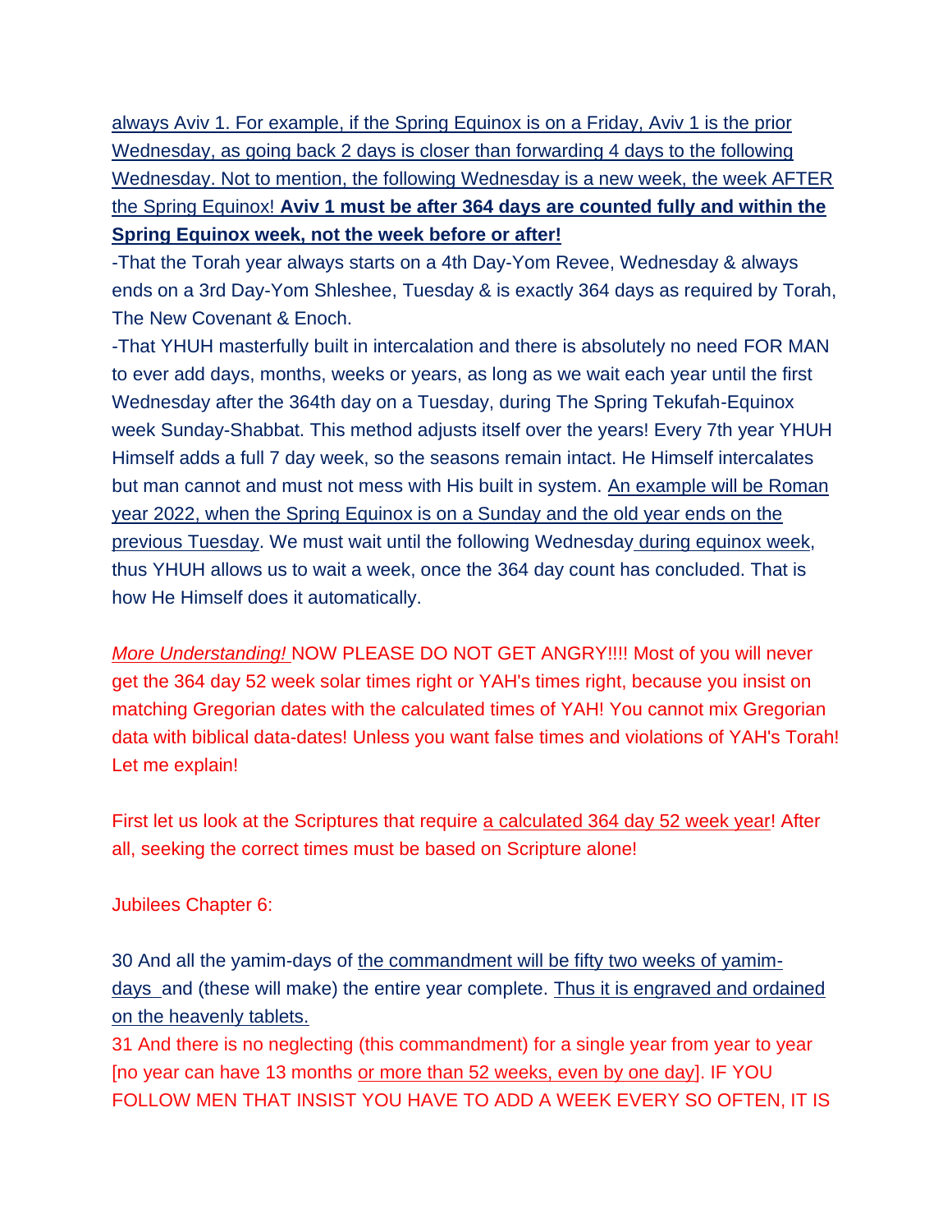always Aviv 1. For example, if the Spring Equinox is on a Friday, Aviv 1 is the prior Wednesday, as going back 2 days is closer than forwarding 4 days to the following Wednesday. Not to mention, the following Wednesday is a new week, the week AFTER the Spring Equinox! **Aviv 1 must be after 364 days are counted fully and within the Spring Equinox week, not the week before or after!**

-That the Torah year always starts on a 4th Day-Yom Revee, Wednesday & always ends on a 3rd Day-Yom Shleshee, Tuesday & is exactly 364 days as required by Torah, The New Covenant & Enoch.

-That YHUH masterfully built in intercalation and there is absolutely no need FOR MAN to ever add days, months, weeks or years, as long as we wait each year until the first Wednesday after the 364th day on a Tuesday, during The Spring Tekufah-Equinox week Sunday-Shabbat. This method adjusts itself over the years! Every 7th year YHUH Himself adds a full 7 day week, so the seasons remain intact. He Himself intercalates but man cannot and must not mess with His built in system. An example will be Roman year 2022, when the Spring Equinox is on a Sunday and the old year ends on the previous Tuesday. We must wait until the following Wednesday during equinox week, thus YHUH allows us to wait a week, once the 364 day count has concluded. That is how He Himself does it automatically.

*More Understanding!* NOW PLEASE DO NOT GET ANGRY!!!! Most of you will never get the 364 day 52 week solar times right or YAH's times right, because you insist on matching Gregorian dates with the calculated times of YAH! You cannot mix Gregorian data with biblical data-dates! Unless you want false times and violations of YAH's Torah! Let me explain!

First let us look at the Scriptures that require a calculated 364 day 52 week year! After all, seeking the correct times must be based on Scripture alone!

Jubilees Chapter 6:

30 And all the yamim-days of the commandment will be fifty two weeks of yamim-days and (these will make) the entire year complete. Thus it is engraved and ordained on the heavenly tablets.

31 And there is no neglecting (this commandment) for a single year from year to year [no year can have 13 months or more than 52 weeks, even by one day]. IF YOU FOLLOW MEN THAT INSIST YOU HAVE TO ADD A WEEK EVERY SO OFTEN, IT IS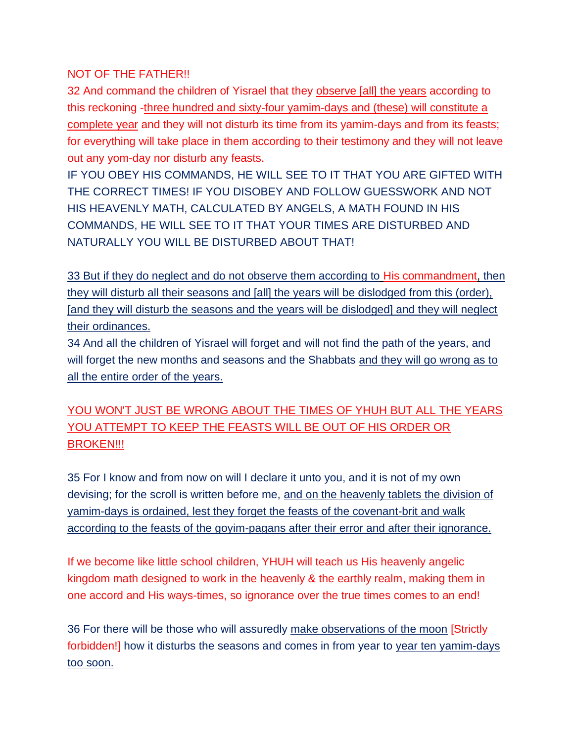NOT OF THE FATHER!!

32 And command the children of Yisrael that they observe [all] the years according to this reckoning -three hundred and sixty-four yamim-days and (these) will constitute a complete year and they will not disturb its time from its yamim-days and from its feasts; for everything will take place in them according to their testimony and they will not leave out any yom-day nor disturb any feasts.

IF YOU OBEY HIS COMMANDS, HE WILL SEE TO IT THAT YOU ARE GIFTED WITH THE CORRECT TIMES! IF YOU DISOBEY AND FOLLOW GUESSWORK AND NOT HIS HEAVENLY MATH, CALCULATED BY ANGELS, A MATH FOUND IN HIS COMMANDS, HE WILL SEE TO IT THAT YOUR TIMES ARE DISTURBED AND NATURALLY YOU WILL BE DISTURBED ABOUT THAT!

33 But if they do neglect and do not observe them according to His commandment, then they will disturb all their seasons and [all] the years will be dislodged from this (order), [and they will disturb the seasons and the years will be dislodged] and they will neglect their ordinances.

34 And all the children of Yisrael will forget and will not find the path of the years, and will forget the new months and seasons and the Shabbats and they will go wrong as to all the entire order of the years.

YOU WON'T JUST BE WRONG ABOUT THE TIMES OF YHUH BUT ALL THE YEARS YOU ATTEMPT TO KEEP THE FEASTS WILL BE OUT OF HIS ORDER OR BROKEN!!!

35 For I know and from now on will I declare it unto you, and it is not of my own devising; for the scroll is written before me, and on the heavenly tablets the division of yamim-days is ordained, lest they forget the feasts of the covenant-brit and walk according to the feasts of the goyim-pagans after their error and after their ignorance.

If we become like little school children, YHUH will teach us His heavenly angelic kingdom math designed to work in the heavenly & the earthly realm, making them in one accord and His ways-times, so ignorance over the true times comes to an end!

36 For there will be those who will assuredly make observations of the moon [Strictly forbidden!] how it disturbs the seasons and comes in from year to year ten yamim-days too soon.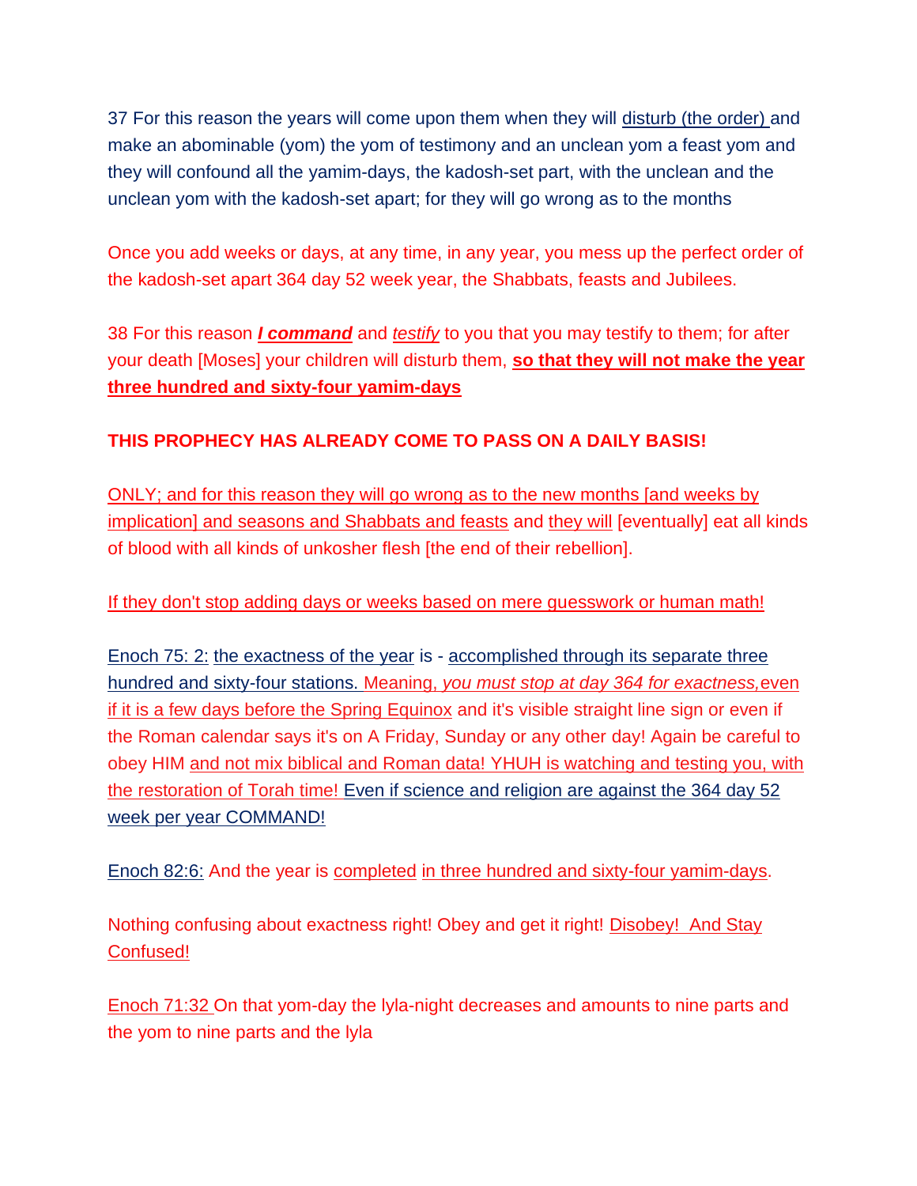37 For this reason the years will come upon them when they will disturb (the order) and make an abominable (yom) the yom of testimony and an unclean yom a feast yom and they will confound all the yamim-days, the kadosh-set part, with the unclean and the unclean yom with the kadosh-set apart; for they will go wrong as to the months

Once you add weeks or days, at any time, in any year, you mess up the perfect order of the kadosh-set apart 364 day 52 week year, the Shabbats, feasts and Jubilees.

38 For this reason ***I command*** and *testify* to you that you may testify to them; for after your death [Moses] your children will disturb them, **so that they will not make the year three hundred and sixty-four yamim-days**

**THIS PROPHECY HAS ALREADY COME TO PASS ON A DAILY BASIS!**

ONLY; and for this reason they will go wrong as to the new months [and weeks by implication] and seasons and Shabbats and feasts and they will [eventually] eat all kinds of blood with all kinds of unkosher flesh [the end of their rebellion].

If they don't stop adding days or weeks based on mere guesswork or human math!

Enoch 75: 2: the exactness of the year is - accomplished through its separate three hundred and sixty-four stations. Meaning, *you must stop at day 364 for exactness,* even if it is a few days before the Spring Equinox and it's visible straight line sign or even if the Roman calendar says it's on A Friday, Sunday or any other day! Again be careful to obey HIM and not mix biblical and Roman data! YHUH is watching and testing you, with the restoration of Torah time! Even if science and religion are against the 364 day 52 week per year COMMAND!

Enoch 82:6: And the year is completed in three hundred and sixty-four yamim-days.

Nothing confusing about exactness right! Obey and get it right! Disobey! And Stay Confused!

Enoch 71:32 On that yom-day the lyla-night decreases and amounts to nine parts and the yom to nine parts and the lyla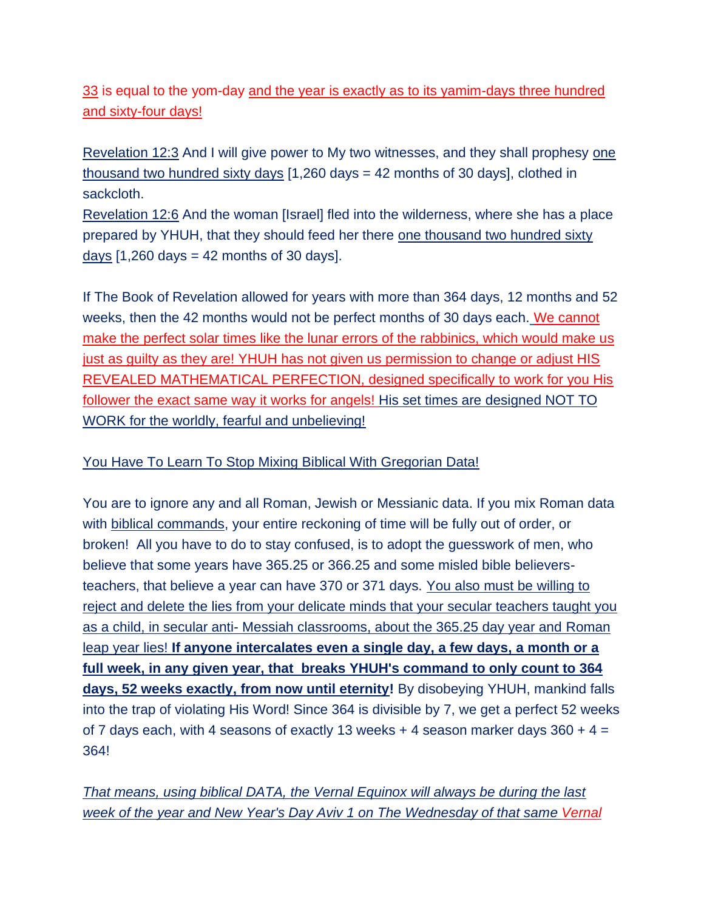33 is equal to the yom-day and the year is exactly as to its yamim-days three hundred and sixty-four days!

Revelation 12:3 And I will give power to My two witnesses, and they shall prophesy one thousand two hundred sixty days [1,260 days = 42 months of 30 days], clothed in sackcloth.
Revelation 12:6 And the woman [Israel] fled into the wilderness, where she has a place prepared by YHUH, that they should feed her there one thousand two hundred sixty days [1,260 days = 42 months of 30 days].

If The Book of Revelation allowed for years with more than 364 days, 12 months and 52 weeks, then the 42 months would not be perfect months of 30 days each. We cannot make the perfect solar times like the lunar errors of the rabbinics, which would make us just as guilty as they are! YHUH has not given us permission to change or adjust HIS REVEALED MATHEMATICAL PERFECTION, designed specifically to work for you His follower the exact same way it works for angels! His set times are designed NOT TO WORK for the worldly, fearful and unbelieving!

You Have To Learn To Stop Mixing Biblical With Gregorian Data!

You are to ignore any and all Roman, Jewish or Messianic data. If you mix Roman data with biblical commands, your entire reckoning of time will be fully out of order, or broken! All you have to do to stay confused, is to adopt the guesswork of men, who believe that some years have 365.25 or 366.25 and some misled bible believers-teachers, that believe a year can have 370 or 371 days. You also must be willing to reject and delete the lies from your delicate minds that your secular teachers taught you as a child, in secular anti- Messiah classrooms, about the 365.25 day year and Roman leap year lies! **If anyone intercalates even a single day, a few days, a month or a full week, in any given year, that breaks YHUH's command to only count to 364 days, 52 weeks exactly, from now until eternity!** By disobeying YHUH, mankind falls into the trap of violating His Word! Since 364 is divisible by 7, we get a perfect 52 weeks of 7 days each, with 4 seasons of exactly 13 weeks + 4 season marker days 360 + 4 = 364!

*That means, using biblical DATA, the Vernal Equinox will always be during the last week of the year and New Year's Day Aviv 1 on The Wednesday of that same Vernal*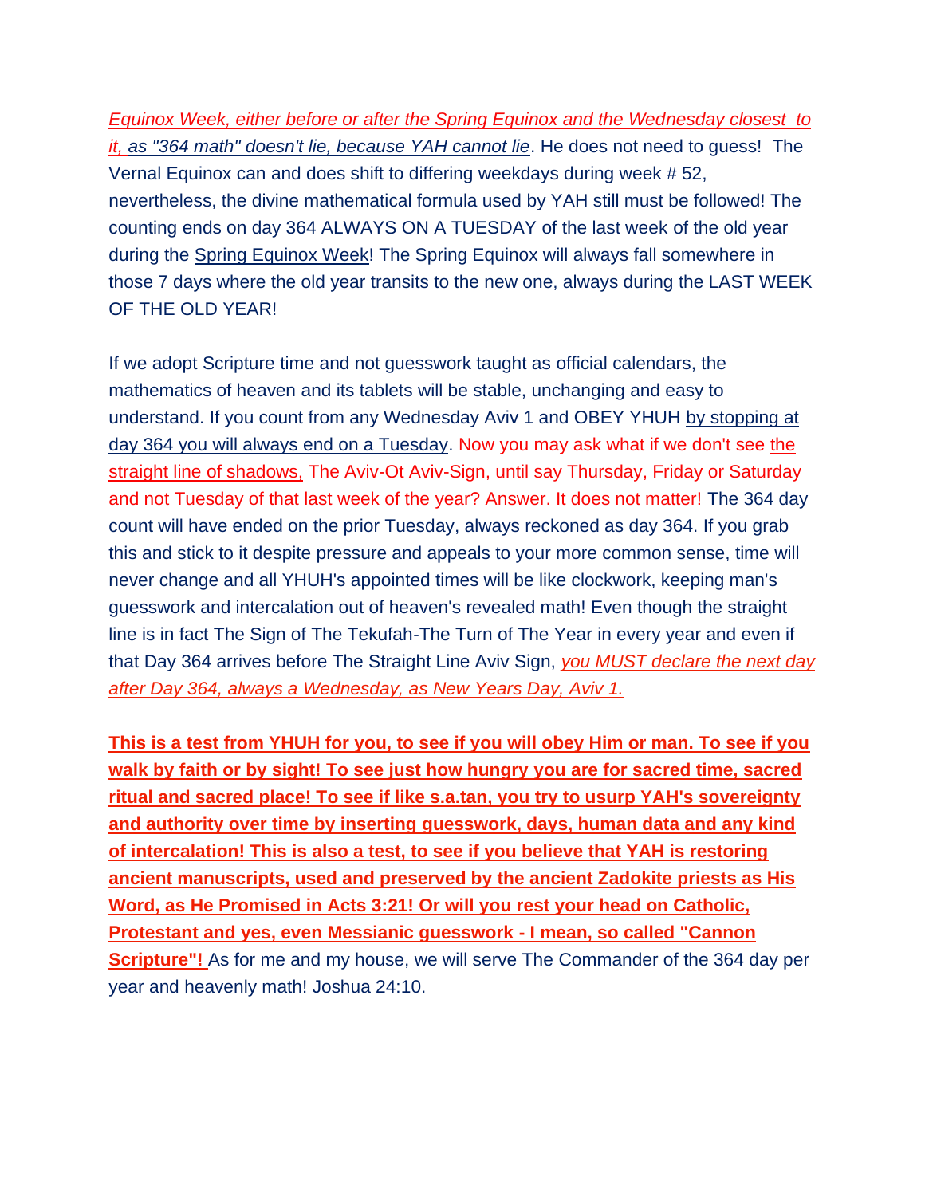*Equinox Week, either before or after the Spring Equinox and the Wednesday closest to it, as "364 math" doesn't lie, because YAH cannot lie*. He does not need to guess! The Vernal Equinox can and does shift to differing weekdays during week # 52, nevertheless, the divine mathematical formula used by YAH still must be followed! The counting ends on day 364 ALWAYS ON A TUESDAY of the last week of the old year during the Spring Equinox Week! The Spring Equinox will always fall somewhere in those 7 days where the old year transits to the new one, always during the LAST WEEK OF THE OLD YEAR!

If we adopt Scripture time and not guesswork taught as official calendars, the mathematics of heaven and its tablets will be stable, unchanging and easy to understand. If you count from any Wednesday Aviv 1 and OBEY YHUH by stopping at day 364 you will always end on a Tuesday. Now you may ask what if we don't see the straight line of shadows, The Aviv-Ot Aviv-Sign, until say Thursday, Friday or Saturday and not Tuesday of that last week of the year? Answer. It does not matter! The 364 day count will have ended on the prior Tuesday, always reckoned as day 364. If you grab this and stick to it despite pressure and appeals to your more common sense, time will never change and all YHUH's appointed times will be like clockwork, keeping man's guesswork and intercalation out of heaven's revealed math! Even though the straight line is in fact The Sign of The Tekufah-The Turn of The Year in every year and even if that Day 364 arrives before The Straight Line Aviv Sign, *you MUST declare the next day after Day 364, always a Wednesday, as New Years Day, Aviv 1.*

**This is a test from YHUH for you, to see if you will obey Him or man. To see if you walk by faith or by sight! To see just how hungry you are for sacred time, sacred ritual and sacred place! To see if like s.a.tan, you try to usurp YAH's sovereignty and authority over time by inserting guesswork, days, human data and any kind of intercalation! This is also a test, to see if you believe that YAH is restoring ancient manuscripts, used and preserved by the ancient Zadokite priests as His Word, as He Promised in Acts 3:21! Or will you rest your head on Catholic, Protestant and yes, even Messianic guesswork - I mean, so called "Cannon Scripture"!** As for me and my house, we will serve The Commander of the 364 day per year and heavenly math! Joshua 24:10.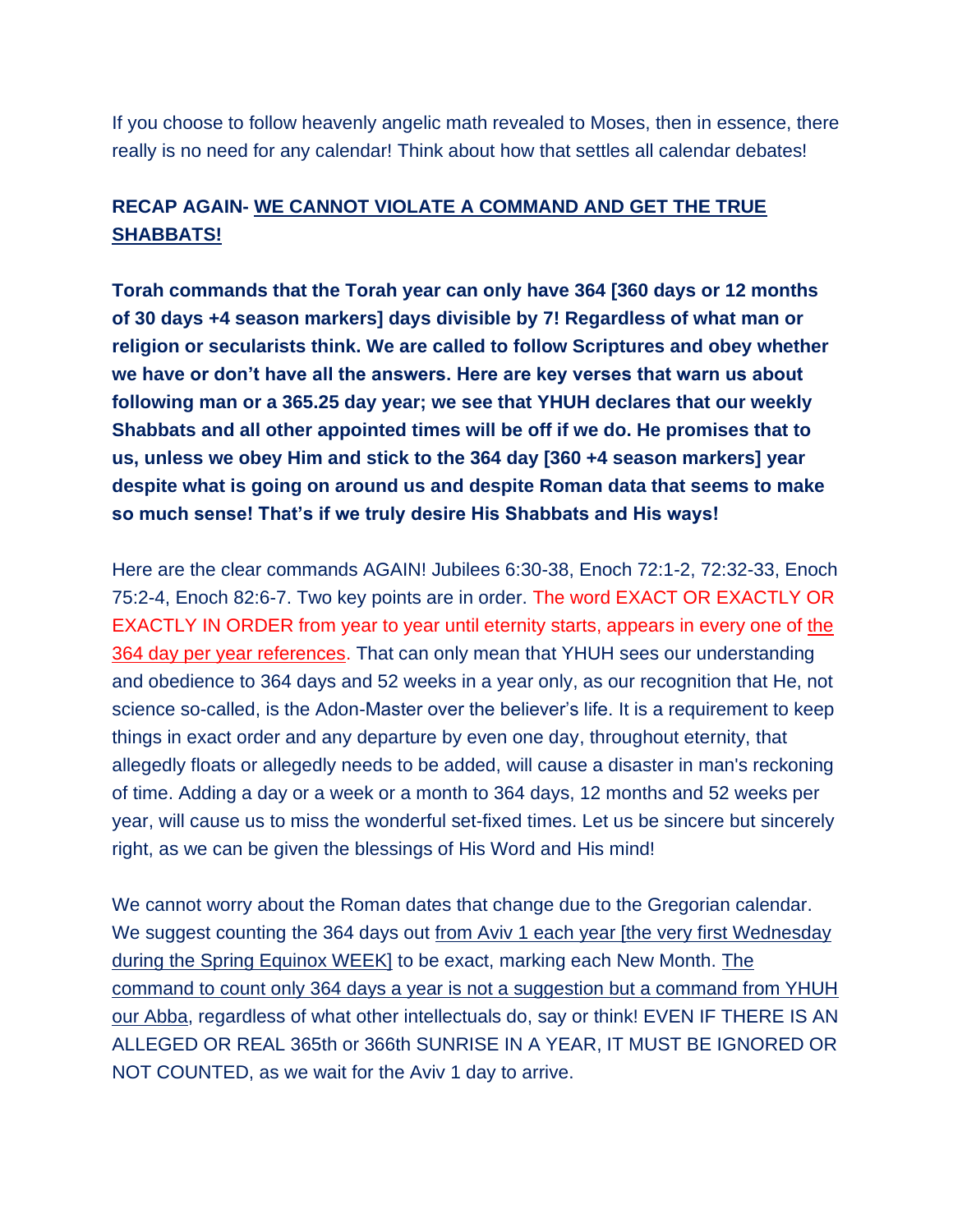If you choose to follow heavenly angelic math revealed to Moses, then in essence, there really is no need for any calendar! Think about how that settles all calendar debates!

**RECAP AGAIN- WE CANNOT VIOLATE A COMMAND AND GET THE TRUE SHABBATS!**

**Torah commands that the Torah year can only have 364 [360 days or 12 months of 30 days +4 season markers] days divisible by 7! Regardless of what man or religion or secularists think. We are called to follow Scriptures and obey whether we have or don't have all the answers. Here are key verses that warn us about following man or a 365.25 day year; we see that YHUH declares that our weekly Shabbats and all other appointed times will be off if we do. He promises that to us, unless we obey Him and stick to the 364 day [360 +4 season markers] year despite what is going on around us and despite Roman data that seems to make so much sense! That's if we truly desire His Shabbats and His ways!**

Here are the clear commands AGAIN! Jubilees 6:30-38, Enoch 72:1-2, 72:32-33, Enoch 75:2-4, Enoch 82:6-7. Two key points are in order. The word EXACT OR EXACTLY OR EXACTLY IN ORDER from year to year until eternity starts, appears in every one of the 364 day per year references. That can only mean that YHUH sees our understanding and obedience to 364 days and 52 weeks in a year only, as our recognition that He, not science so-called, is the Adon-Master over the believer's life. It is a requirement to keep things in exact order and any departure by even one day, throughout eternity, that allegedly floats or allegedly needs to be added, will cause a disaster in man's reckoning of time. Adding a day or a week or a month to 364 days, 12 months and 52 weeks per year, will cause us to miss the wonderful set-fixed times. Let us be sincere but sincerely right, as we can be given the blessings of His Word and His mind!

We cannot worry about the Roman dates that change due to the Gregorian calendar. We suggest counting the 364 days out from Aviv 1 each year [the very first Wednesday during the Spring Equinox WEEK] to be exact, marking each New Month. The command to count only 364 days a year is not a suggestion but a command from YHUH our Abba, regardless of what other intellectuals do, say or think! EVEN IF THERE IS AN ALLEGED OR REAL 365th or 366th SUNRISE IN A YEAR, IT MUST BE IGNORED OR NOT COUNTED, as we wait for the Aviv 1 day to arrive.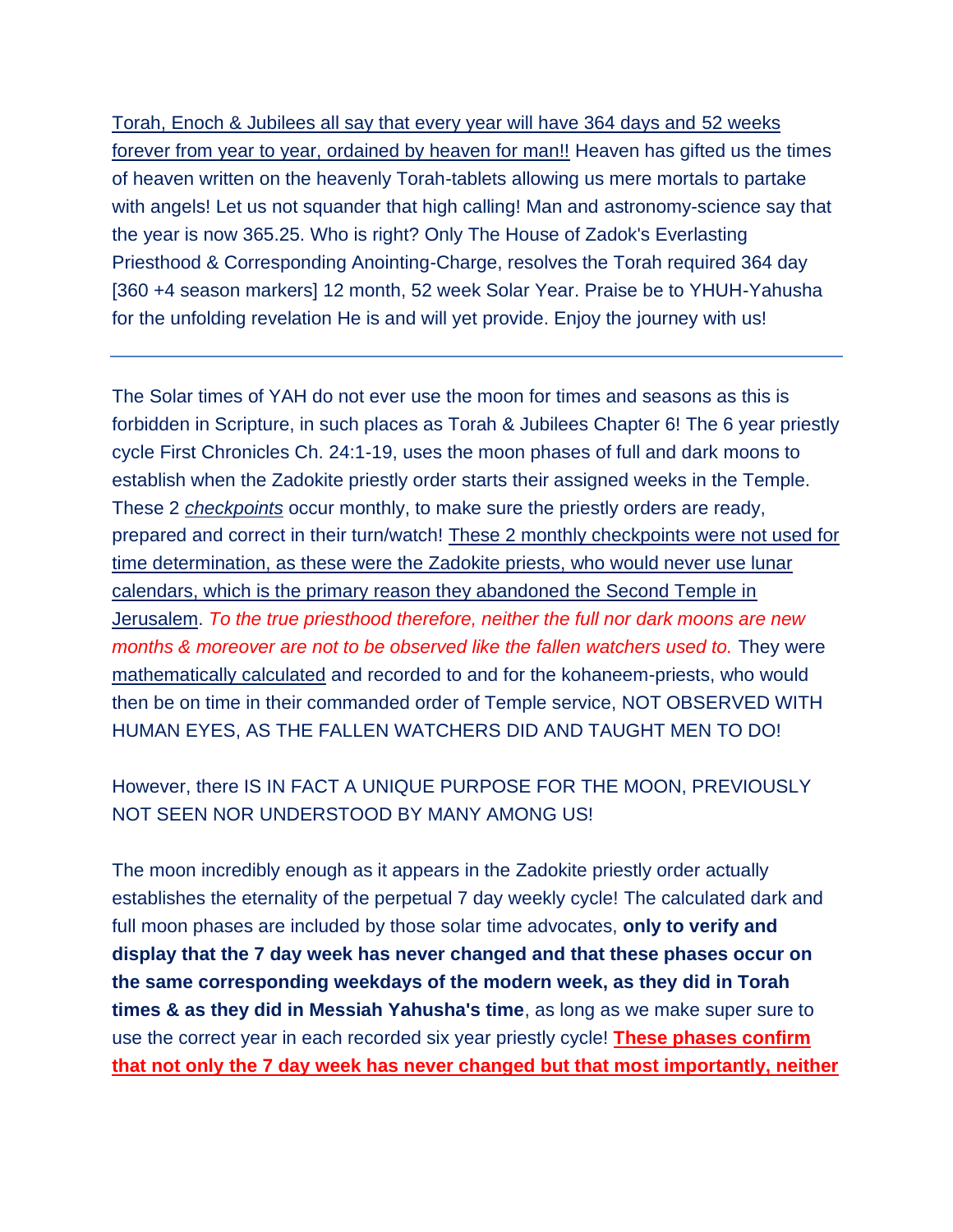Torah, Enoch & Jubilees all say that every year will have 364 days and 52 weeks forever from year to year, ordained by heaven for man!! Heaven has gifted us the times of heaven written on the heavenly Torah-tablets allowing us mere mortals to partake with angels! Let us not squander that high calling! Man and astronomy-science say that the year is now 365.25. Who is right? Only The House of Zadok's Everlasting Priesthood & Corresponding Anointing-Charge, resolves the Torah required 364 day [360 +4 season markers] 12 month, 52 week Solar Year. Praise be to YHUH-Yahusha for the unfolding revelation He is and will yet provide. Enjoy the journey with us!

---

The Solar times of YAH do not ever use the moon for times and seasons as this is forbidden in Scripture, in such places as Torah & Jubilees Chapter 6! The 6 year priestly cycle First Chronicles Ch. 24:1-19, uses the moon phases of full and dark moons to establish when the Zadokite priestly order starts their assigned weeks in the Temple. These 2 *checkpoints* occur monthly, to make sure the priestly orders are ready, prepared and correct in their turn/watch! These 2 monthly checkpoints were not used for time determination, as these were the Zadokite priests, who would never use lunar calendars, which is the primary reason they abandoned the Second Temple in Jerusalem. *To the true priesthood therefore, neither the full nor dark moons are new months & moreover are not to be observed like the fallen watchers used to.* They were mathematically calculated and recorded to and for the kohaneem-priests, who would then be on time in their commanded order of Temple service, NOT OBSERVED WITH HUMAN EYES, AS THE FALLEN WATCHERS DID AND TAUGHT MEN TO DO!

However, there IS IN FACT A UNIQUE PURPOSE FOR THE MOON, PREVIOUSLY NOT SEEN NOR UNDERSTOOD BY MANY AMONG US!

The moon incredibly enough as it appears in the Zadokite priestly order actually establishes the eternality of the perpetual 7 day weekly cycle! The calculated dark and full moon phases are included by those solar time advocates, **only to verify and display that the 7 day week has never changed and that these phases occur on the same corresponding weekdays of the modern week, as they did in Torah times & as they did in Messiah Yahusha's time**, as long as we make super sure to use the correct year in each recorded six year priestly cycle! **These phases confirm that not only the 7 day week has never changed but that most importantly, neither**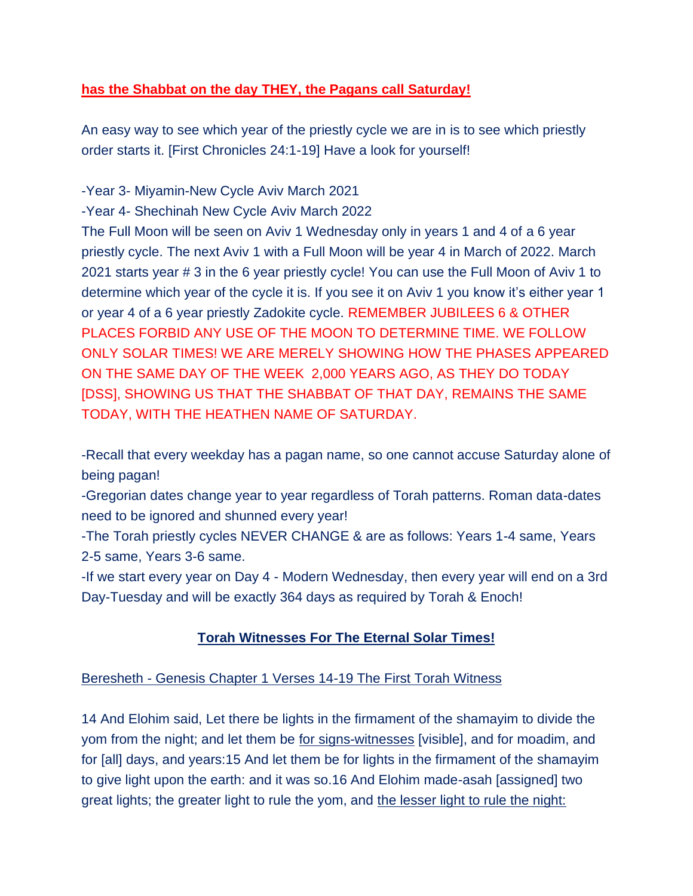**has the Shabbat on the day THEY, the Pagans call Saturday!**

An easy way to see which year of the priestly cycle we are in is to see which priestly order starts it. [First Chronicles 24:1-19] Have a look for yourself!

-Year 3- Miyamin-New Cycle Aviv March 2021
-Year 4- Shechinah New Cycle Aviv March 2022
The Full Moon will be seen on Aviv 1 Wednesday only in years 1 and 4 of a 6 year priestly cycle. The next Aviv 1 with a Full Moon will be year 4 in March of 2022. March 2021 starts year # 3 in the 6 year priestly cycle! You can use the Full Moon of Aviv 1 to determine which year of the cycle it is. If you see it on Aviv 1 you know it's either year 1 or year 4 of a 6 year priestly Zadokite cycle. REMEMBER JUBILEES 6 & OTHER PLACES FORBID ANY USE OF THE MOON TO DETERMINE TIME. WE FOLLOW ONLY SOLAR TIMES! WE ARE MERELY SHOWING HOW THE PHASES APPEARED ON THE SAME DAY OF THE WEEK 2,000 YEARS AGO, AS THEY DO TODAY [DSS], SHOWING US THAT THE SHABBAT OF THAT DAY, REMAINS THE SAME TODAY, WITH THE HEATHEN NAME OF SATURDAY.

-Recall that every weekday has a pagan name, so one cannot accuse Saturday alone of being pagan!
-Gregorian dates change year to year regardless of Torah patterns. Roman data-dates need to be ignored and shunned every year!
-The Torah priestly cycles NEVER CHANGE & are as follows: Years 1-4 same, Years 2-5 same, Years 3-6 same.
-If we start every year on Day 4 - Modern Wednesday, then every year will end on a 3rd Day-Tuesday and will be exactly 364 days as required by Torah & Enoch!

## Torah Witnesses For The Eternal Solar Times!

Beresheth - Genesis Chapter 1 Verses 14-19 The First Torah Witness

14 And Elohim said, Let there be lights in the firmament of the shamayim to divide the yom from the night; and let them be for signs-witnesses [visible], and for moadim, and for [all] days, and years:15 And let them be for lights in the firmament of the shamayim to give light upon the earth: and it was so.16 And Elohim made-asah [assigned] two great lights; the greater light to rule the yom, and the lesser light to rule the night: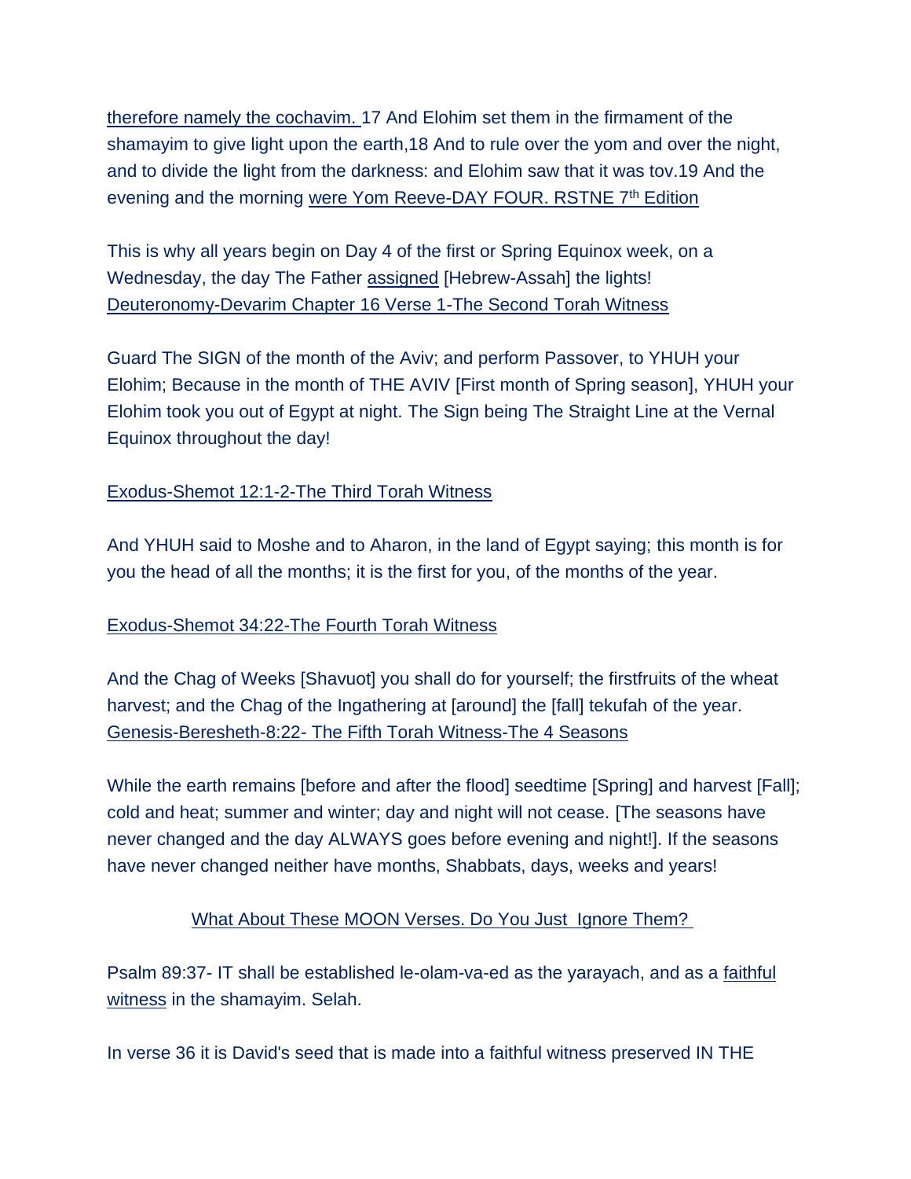therefore namely the cochavim. 17 And Elohim set them in the firmament of the shamayim to give light upon the earth,18 And to rule over the yom and over the night, and to divide the light from the darkness: and Elohim saw that it was tov.19 And the evening and the morning were Yom Reeve-DAY FOUR. RSTNE 7th Edition

This is why all years begin on Day 4 of the first or Spring Equinox week, on a Wednesday, the day The Father assigned [Hebrew-Assah] the lights!
Deuteronomy-Devarim Chapter 16 Verse 1-The Second Torah Witness

Guard The SIGN of the month of the Aviv; and perform Passover, to YHUH your Elohim; Because in the month of THE AVIV [First month of Spring season], YHUH your Elohim took you out of Egypt at night. The Sign being The Straight Line at the Vernal Equinox throughout the day!

Exodus-Shemot 12:1-2-The Third Torah Witness

And YHUH said to Moshe and to Aharon, in the land of Egypt saying; this month is for you the head of all the months; it is the first for you, of the months of the year.

Exodus-Shemot 34:22-The Fourth Torah Witness

And the Chag of Weeks [Shavuot] you shall do for yourself; the firstfruits of the wheat harvest; and the Chag of the Ingathering at [around] the [fall] tekufah of the year.
Genesis-Beresheth-8:22- The Fifth Torah Witness-The 4 Seasons

While the earth remains [before and after the flood] seedtime [Spring] and harvest [Fall]; cold and heat; summer and winter; day and night will not cease. [The seasons have never changed and the day ALWAYS goes before evening and night!]. If the seasons have never changed neither have months, Shabbats, days, weeks and years!

What About These MOON Verses. Do You Just Ignore Them?

Psalm 89:37- IT shall be established le-olam-va-ed as the yarayach, and as a faithful witness in the shamayim. Selah.

In verse 36 it is David's seed that is made into a faithful witness preserved IN THE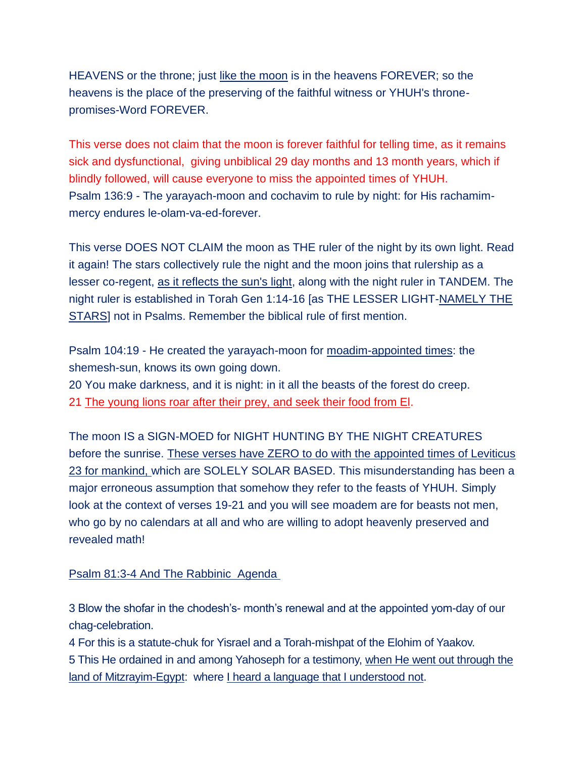HEAVENS or the throne; just like the moon is in the heavens FOREVER; so the heavens is the place of the preserving of the faithful witness or YHUH's throne-promises-Word FOREVER.

This verse does not claim that the moon is forever faithful for telling time, as it remains sick and dysfunctional, giving unbiblical 29 day months and 13 month years, which if blindly followed, will cause everyone to miss the appointed times of YHUH.
Psalm 136:9 - The yarayach-moon and cochavim to rule by night: for His rachamim-mercy endures le-olam-va-ed-forever.

This verse DOES NOT CLAIM the moon as THE ruler of the night by its own light. Read it again! The stars collectively rule the night and the moon joins that rulership as a lesser co-regent, as it reflects the sun's light, along with the night ruler in TANDEM. The night ruler is established in Torah Gen 1:14-16 [as THE LESSER LIGHT-NAMELY THE STARS] not in Psalms. Remember the biblical rule of first mention.

Psalm 104:19 - He created the yarayach-moon for moadim-appointed times: the shemesh-sun, knows its own going down.
20 You make darkness, and it is night: in it all the beasts of the forest do creep.
21 The young lions roar after their prey, and seek their food from El.

The moon IS a SIGN-MOED for NIGHT HUNTING BY THE NIGHT CREATURES before the sunrise. These verses have ZERO to do with the appointed times of Leviticus 23 for mankind, which are SOLELY SOLAR BASED. This misunderstanding has been a major erroneous assumption that somehow they refer to the feasts of YHUH. Simply look at the context of verses 19-21 and you will see moadem are for beasts not men, who go by no calendars at all and who are willing to adopt heavenly preserved and revealed math!

Psalm 81:3-4 And The Rabbinic Agenda

3 Blow the shofar in the chodesh's- month's renewal and at the appointed yom-day of our chag-celebration.
4 For this is a statute-chuk for Yisrael and a Torah-mishpat of the Elohim of Yaakov.
5 This He ordained in and among Yahoseph for a testimony, when He went out through the land of Mitzrayim-Egypt: where I heard a language that I understood not.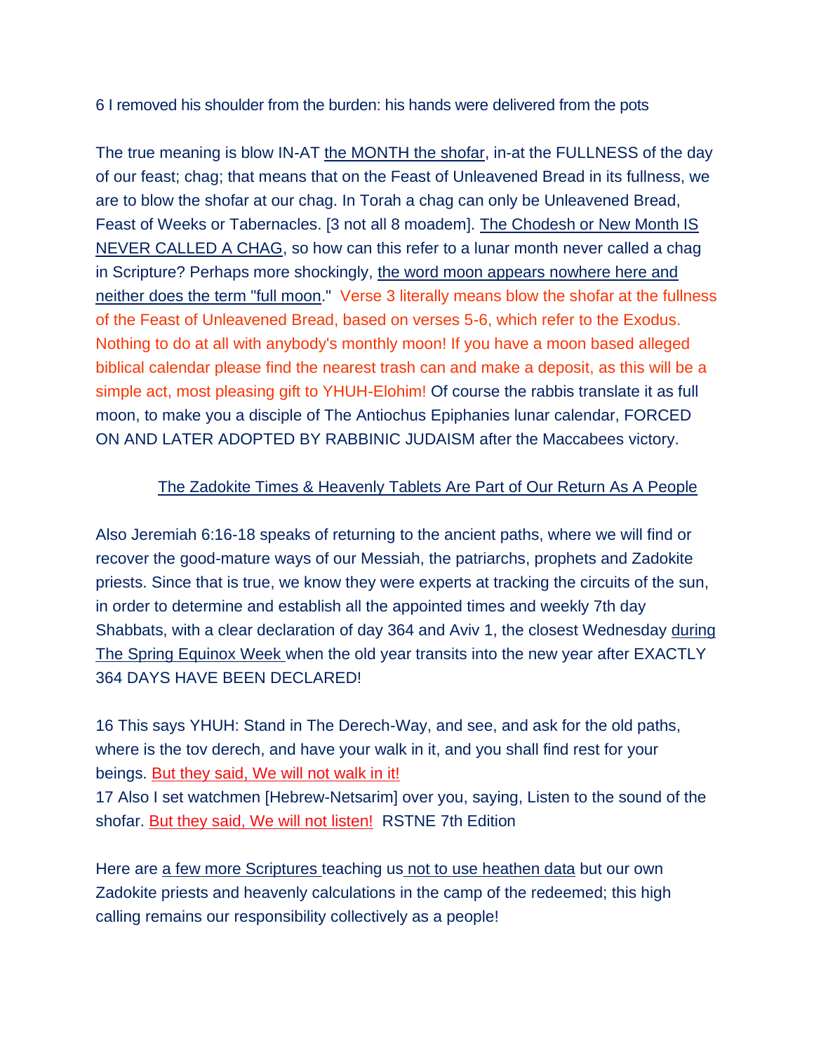6 I removed his shoulder from the burden: his hands were delivered from the pots

The true meaning is blow IN-AT the MONTH the shofar, in-at the FULLNESS of the day of our feast; chag; that means that on the Feast of Unleavened Bread in its fullness, we are to blow the shofar at our chag. In Torah a chag can only be Unleavened Bread, Feast of Weeks or Tabernacles. [3 not all 8 moadem]. The Chodesh or New Month IS NEVER CALLED A CHAG, so how can this refer to a lunar month never called a chag in Scripture? Perhaps more shockingly, the word moon appears nowhere here and neither does the term "full moon." Verse 3 literally means blow the shofar at the fullness of the Feast of Unleavened Bread, based on verses 5-6, which refer to the Exodus. Nothing to do at all with anybody's monthly moon! If you have a moon based alleged biblical calendar please find the nearest trash can and make a deposit, as this will be a simple act, most pleasing gift to YHUH-Elohim! Of course the rabbis translate it as full moon, to make you a disciple of The Antiochus Epiphanies lunar calendar, FORCED ON AND LATER ADOPTED BY RABBINIC JUDAISM after the Maccabees victory.

## The Zadokite Times & Heavenly Tablets Are Part of Our Return As A People

Also Jeremiah 6:16-18 speaks of returning to the ancient paths, where we will find or recover the good-mature ways of our Messiah, the patriarchs, prophets and Zadokite priests. Since that is true, we know they were experts at tracking the circuits of the sun, in order to determine and establish all the appointed times and weekly 7th day Shabbats, with a clear declaration of day 364 and Aviv 1, the closest Wednesday during The Spring Equinox Week when the old year transits into the new year after EXACTLY 364 DAYS HAVE BEEN DECLARED!

16 This says YHUH: Stand in The Derech-Way, and see, and ask for the old paths, where is the tov derech, and have your walk in it, and you shall find rest for your beings. But they said, We will not walk in it!
17 Also I set watchmen [Hebrew-Netsarim] over you, saying, Listen to the sound of the shofar. But they said, We will not listen! RSTNE 7th Edition

Here are a few more Scriptures teaching us not to use heathen data but our own Zadokite priests and heavenly calculations in the camp of the redeemed; this high calling remains our responsibility collectively as a people!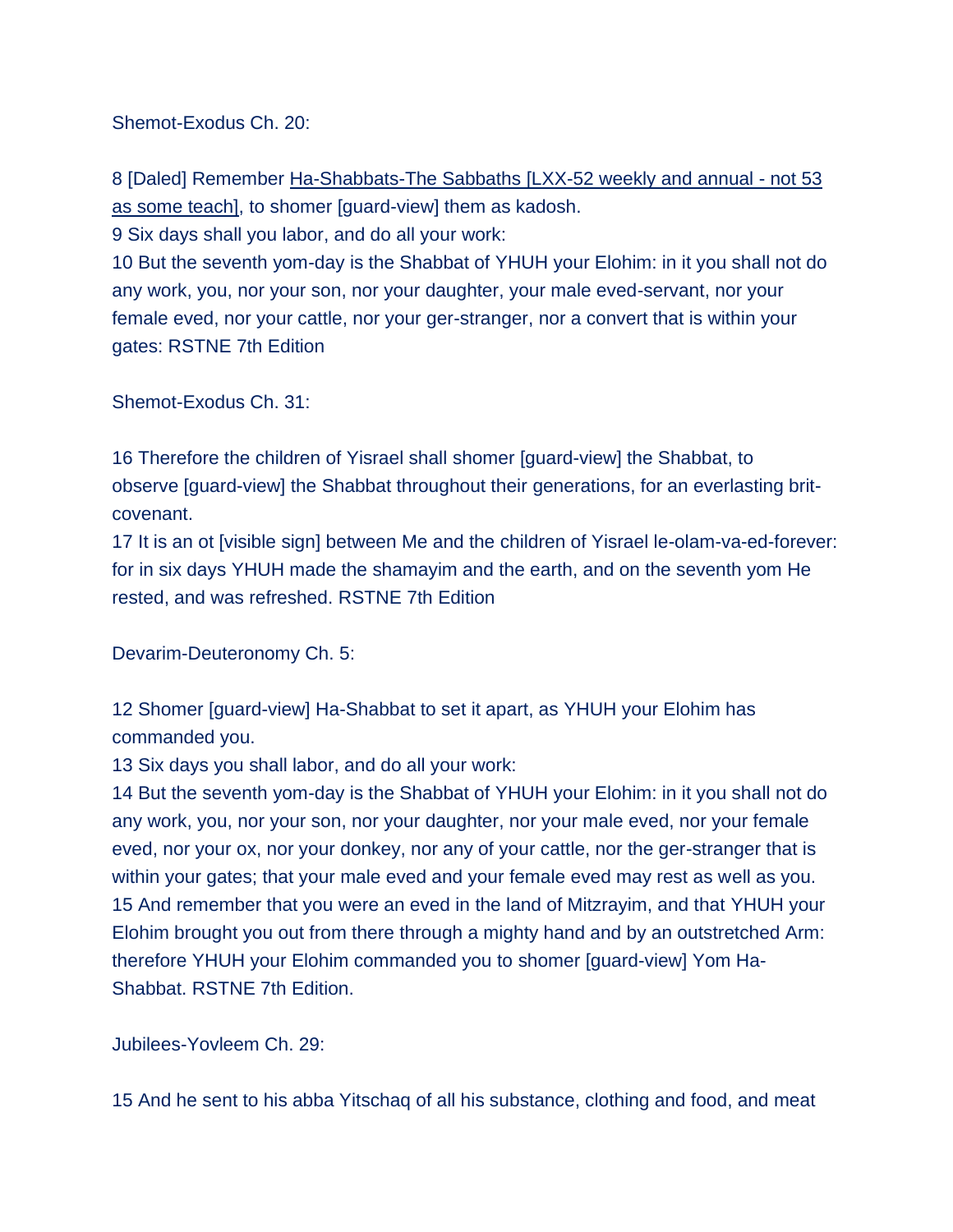Shemot-Exodus Ch. 20:

8 [Daled] Remember Ha-Shabbats-The Sabbaths [LXX-52 weekly and annual - not 53 as some teach], to shomer [guard-view] them as kadosh.
9 Six days shall you labor, and do all your work:
10 But the seventh yom-day is the Shabbat of YHUH your Elohim: in it you shall not do any work, you, nor your son, nor your daughter, your male eved-servant, nor your female eved, nor your cattle, nor your ger-stranger, nor a convert that is within your gates: RSTNE 7th Edition

Shemot-Exodus Ch. 31:

16 Therefore the children of Yisrael shall shomer [guard-view] the Shabbat, to observe [guard-view] the Shabbat throughout their generations, for an everlasting brit-covenant.
17 It is an ot [visible sign] between Me and the children of Yisrael le-olam-va-ed-forever: for in six days YHUH made the shamayim and the earth, and on the seventh yom He rested, and was refreshed. RSTNE 7th Edition

Devarim-Deuteronomy Ch. 5:

12 Shomer [guard-view] Ha-Shabbat to set it apart, as YHUH your Elohim has commanded you.
13 Six days you shall labor, and do all your work:
14 But the seventh yom-day is the Shabbat of YHUH your Elohim: in it you shall not do any work, you, nor your son, nor your daughter, nor your male eved, nor your female eved, nor your ox, nor your donkey, nor any of your cattle, nor the ger-stranger that is within your gates; that your male eved and your female eved may rest as well as you.
15 And remember that you were an eved in the land of Mitzrayim, and that YHUH your Elohim brought you out from there through a mighty hand and by an outstretched Arm: therefore YHUH your Elohim commanded you to shomer [guard-view] Yom Ha-Shabbat. RSTNE 7th Edition.

Jubilees-Yovleem Ch. 29:

15 And he sent to his abba Yitschaq of all his substance, clothing and food, and meat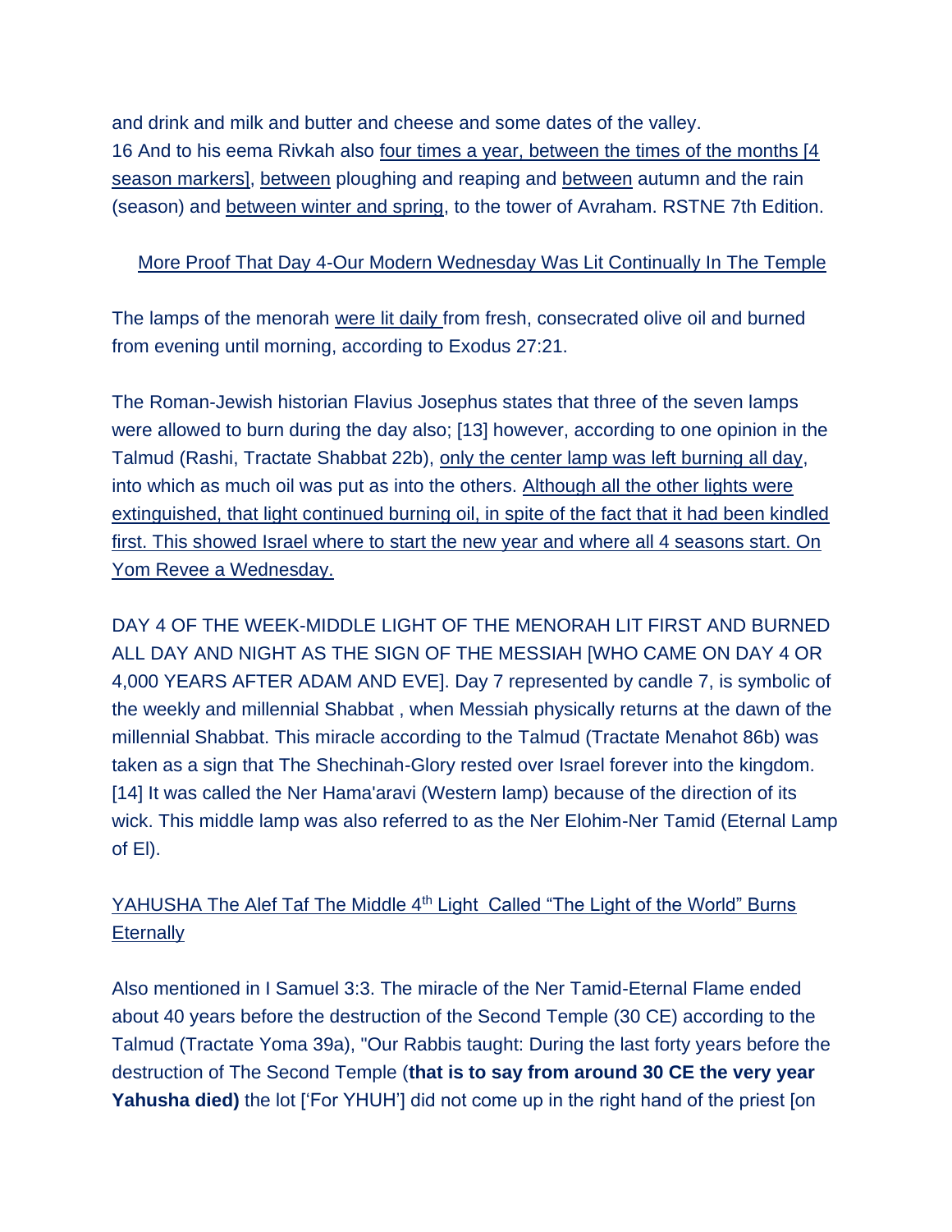and drink and milk and butter and cheese and some dates of the valley.
16 And to his eema Rivkah also four times a year, between the times of the months [4 season markers], between ploughing and reaping and between autumn and the rain (season) and between winter and spring, to the tower of Avraham. RSTNE 7th Edition.

More Proof That Day 4-Our Modern Wednesday Was Lit Continually In The Temple

The lamps of the menorah were lit daily from fresh, consecrated olive oil and burned from evening until morning, according to Exodus 27:21.

The Roman-Jewish historian Flavius Josephus states that three of the seven lamps were allowed to burn during the day also; [13] however, according to one opinion in the Talmud (Rashi, Tractate Shabbat 22b), only the center lamp was left burning all day, into which as much oil was put as into the others. Although all the other lights were extinguished, that light continued burning oil, in spite of the fact that it had been kindled first. This showed Israel where to start the new year and where all 4 seasons start. On Yom Revee a Wednesday.

DAY 4 OF THE WEEK-MIDDLE LIGHT OF THE MENORAH LIT FIRST AND BURNED ALL DAY AND NIGHT AS THE SIGN OF THE MESSIAH [WHO CAME ON DAY 4 OR 4,000 YEARS AFTER ADAM AND EVE]. Day 7 represented by candle 7, is symbolic of the weekly and millennial Shabbat , when Messiah physically returns at the dawn of the millennial Shabbat. This miracle according to the Talmud (Tractate Menahot 86b) was taken as a sign that The Shechinah-Glory rested over Israel forever into the kingdom. [14] It was called the Ner Hama'aravi (Western lamp) because of the direction of its wick. This middle lamp was also referred to as the Ner Elohim-Ner Tamid (Eternal Lamp of El).

YAHUSHA The Alef Taf The Middle 4th Light Called "The Light of the World" Burns Eternally

Also mentioned in I Samuel 3:3. The miracle of the Ner Tamid-Eternal Flame ended about 40 years before the destruction of the Second Temple (30 CE) according to the Talmud (Tractate Yoma 39a), "Our Rabbis taught: During the last forty years before the destruction of The Second Temple (**that is to say from around 30 CE the very year Yahusha died)** the lot ['For YHUH'] did not come up in the right hand of the priest [on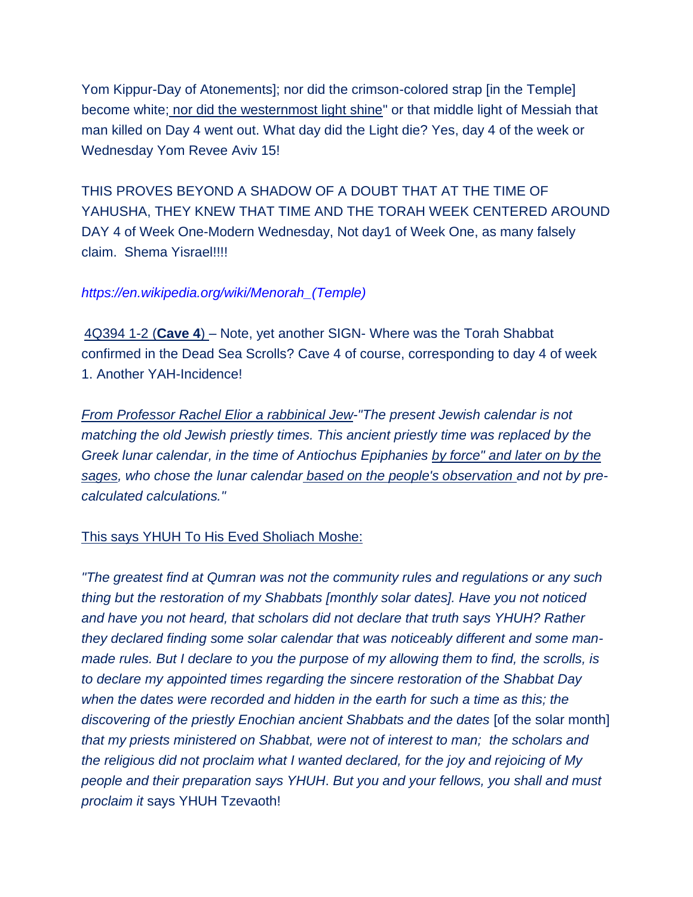Yom Kippur-Day of Atonements]; nor did the crimson-colored strap [in the Temple] become white; nor did the westernmost light shine" or that middle light of Messiah that man killed on Day 4 went out. What day did the Light die? Yes, day 4 of the week or Wednesday Yom Revee Aviv 15!

THIS PROVES BEYOND A SHADOW OF A DOUBT THAT AT THE TIME OF YAHUSHA, THEY KNEW THAT TIME AND THE TORAH WEEK CENTERED AROUND DAY 4 of Week One-Modern Wednesday, Not day1 of Week One, as many falsely claim. Shema Yisrael!!!!

*https://en.wikipedia.org/wiki/Menorah_(Temple)*

4Q394 1-2 (**Cave 4**) – Note, yet another SIGN- Where was the Torah Shabbat confirmed in the Dead Sea Scrolls? Cave 4 of course, corresponding to day 4 of week 1. Another YAH-Incidence!

*From Professor Rachel Elior a rabbinical Jew-"The present Jewish calendar is not matching the old Jewish priestly times. This ancient priestly time was replaced by the Greek lunar calendar, in the time of Antiochus Epiphanies by force" and later on by the sages, who chose the lunar calendar based on the people's observation and not by pre-calculated calculations."*

This says YHUH To His Eved Sholiach Moshe:

*"The greatest find at Qumran was not the community rules and regulations or any such thing but the restoration of my Shabbats [monthly solar dates]. Have you not noticed and have you not heard, that scholars did not declare that truth says YHUH? Rather they declared finding some solar calendar that was noticeably different and some man-made rules. But I declare to you the purpose of my allowing them to find, the scrolls, is to declare my appointed times regarding the sincere restoration of the Shabbat Day when the dates were recorded and hidden in the earth for such a time as this; the discovering of the priestly Enochian ancient Shabbats and the dates* [of the solar month] *that my priests ministered on Shabbat, were not of interest to man; the scholars and the religious did not proclaim what I wanted declared, for the joy and rejoicing of My people and their preparation says YHUH. But you and your fellows, you shall and must proclaim it* says YHUH Tzevaoth!